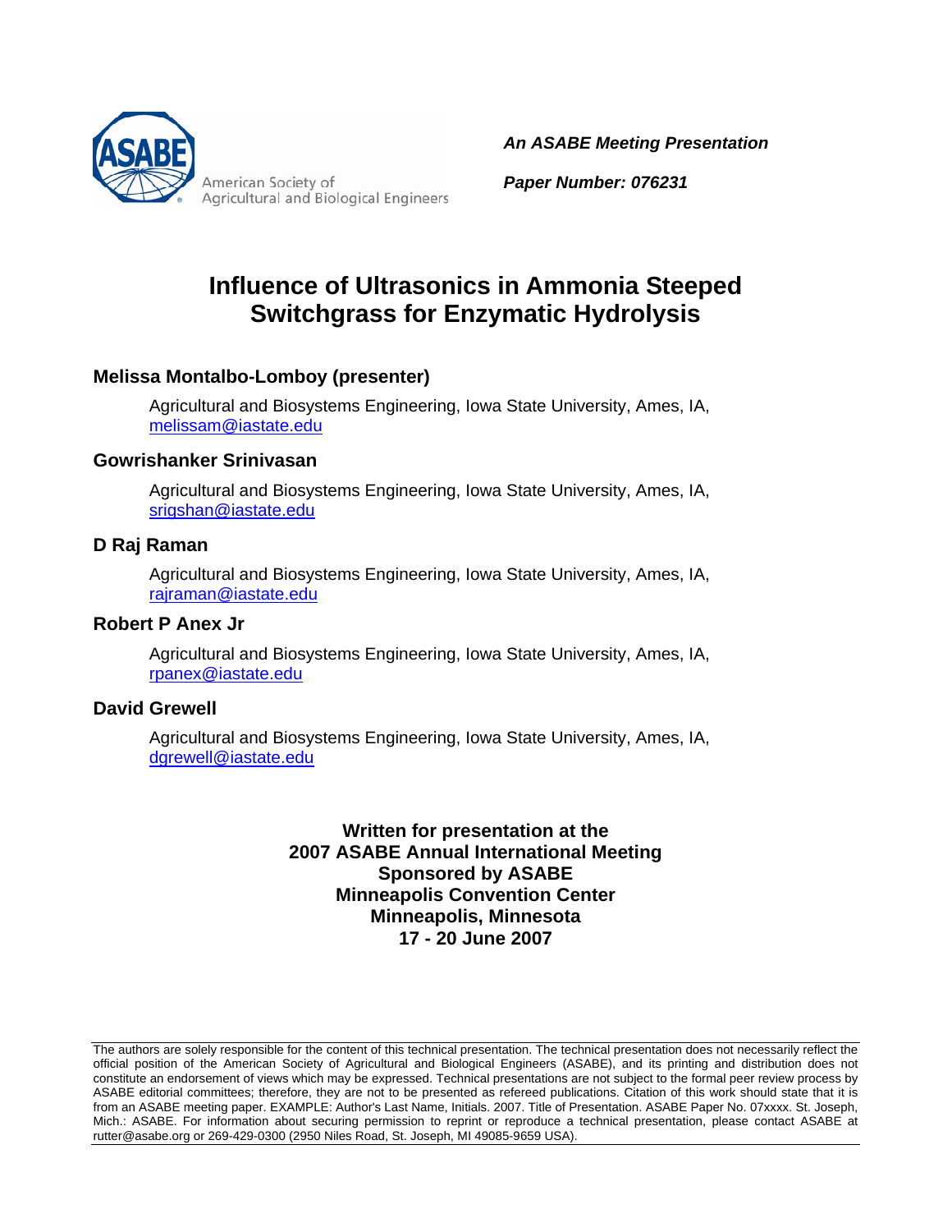American Society of Agricultural and Biological Engineers

***An ASABE Meeting Presentation***

***Paper Number: 076231***

# Influence of Ultrasonics in Ammonia Steeped Switchgrass for Enzymatic Hydrolysis

### Melissa Montalbo-Lomboy (presenter)

Agricultural and Biosystems Engineering, Iowa State University, Ames, IA, melissam@iastate.edu

### Gowrishanker Srinivasan

Agricultural and Biosystems Engineering, Iowa State University, Ames, IA, srigshan@iastate.edu

### D Raj Raman

Agricultural and Biosystems Engineering, Iowa State University, Ames, IA, rajraman@iastate.edu

### Robert P Anex Jr

Agricultural and Biosystems Engineering, Iowa State University, Ames, IA, rpanex@iastate.edu

### David Grewell

Agricultural and Biosystems Engineering, Iowa State University, Ames, IA, dgrewell@iastate.edu

**Written for presentation at the**
**2007 ASABE Annual International Meeting**
**Sponsored by ASABE**
**Minneapolis Convention Center**
**Minneapolis, Minnesota**
**17 - 20 June 2007**

The authors are solely responsible for the content of this technical presentation. The technical presentation does not necessarily reflect the official position of the American Society of Agricultural and Biological Engineers (ASABE), and its printing and distribution does not constitute an endorsement of views which may be expressed. Technical presentations are not subject to the formal peer review process by ASABE editorial committees; therefore, they are not to be presented as refereed publications. Citation of this work should state that it is from an ASABE meeting paper. EXAMPLE: Author's Last Name, Initials. 2007. Title of Presentation. ASABE Paper No. 07xxxx. St. Joseph, Mich.: ASABE. For information about securing permission to reprint or reproduce a technical presentation, please contact ASABE at rutter@asabe.org or 269-429-0300 (2950 Niles Road, St. Joseph, MI 49085-9659 USA).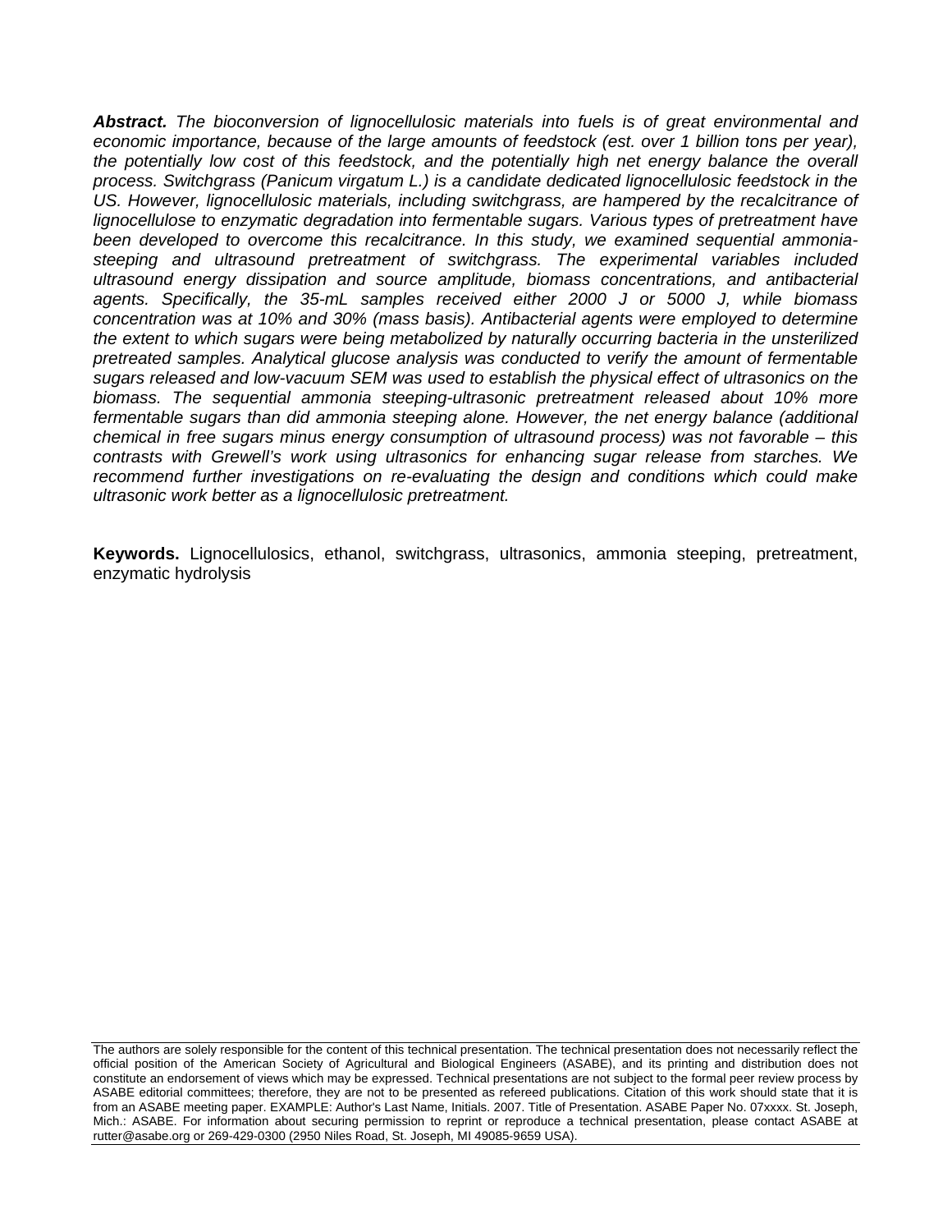***Abstract.*** *The bioconversion of lignocellulosic materials into fuels is of great environmental and economic importance, because of the large amounts of feedstock (est. over 1 billion tons per year), the potentially low cost of this feedstock, and the potentially high net energy balance the overall process. Switchgrass (Panicum virgatum L.) is a candidate dedicated lignocellulosic feedstock in the US. However, lignocellulosic materials, including switchgrass, are hampered by the recalcitrance of lignocellulose to enzymatic degradation into fermentable sugars. Various types of pretreatment have been developed to overcome this recalcitrance. In this study, we examined sequential ammonia-steeping and ultrasound pretreatment of switchgrass. The experimental variables included ultrasound energy dissipation and source amplitude, biomass concentrations, and antibacterial agents. Specifically, the 35-mL samples received either 2000 J or 5000 J, while biomass concentration was at 10% and 30% (mass basis). Antibacterial agents were employed to determine the extent to which sugars were being metabolized by naturally occurring bacteria in the unsterilized pretreated samples. Analytical glucose analysis was conducted to verify the amount of fermentable sugars released and low-vacuum SEM was used to establish the physical effect of ultrasonics on the biomass. The sequential ammonia steeping-ultrasonic pretreatment released about 10% more fermentable sugars than did ammonia steeping alone. However, the net energy balance (additional chemical in free sugars minus energy consumption of ultrasound process) was not favorable – this contrasts with Grewell's work using ultrasonics for enhancing sugar release from starches. We recommend further investigations on re-evaluating the design and conditions which could make ultrasonic work better as a lignocellulosic pretreatment.*

**Keywords.** Lignocellulosics, ethanol, switchgrass, ultrasonics, ammonia steeping, pretreatment, enzymatic hydrolysis

The authors are solely responsible for the content of this technical presentation. The technical presentation does not necessarily reflect the official position of the American Society of Agricultural and Biological Engineers (ASABE), and its printing and distribution does not constitute an endorsement of views which may be expressed. Technical presentations are not subject to the formal peer review process by ASABE editorial committees; therefore, they are not to be presented as refereed publications. Citation of this work should state that it is from an ASABE meeting paper. EXAMPLE: Author's Last Name, Initials. 2007. Title of Presentation. ASABE Paper No. 07xxxx. St. Joseph, Mich.: ASABE. For information about securing permission to reprint or reproduce a technical presentation, please contact ASABE at rutter@asabe.org or 269-429-0300 (2950 Niles Road, St. Joseph, MI 49085-9659 USA).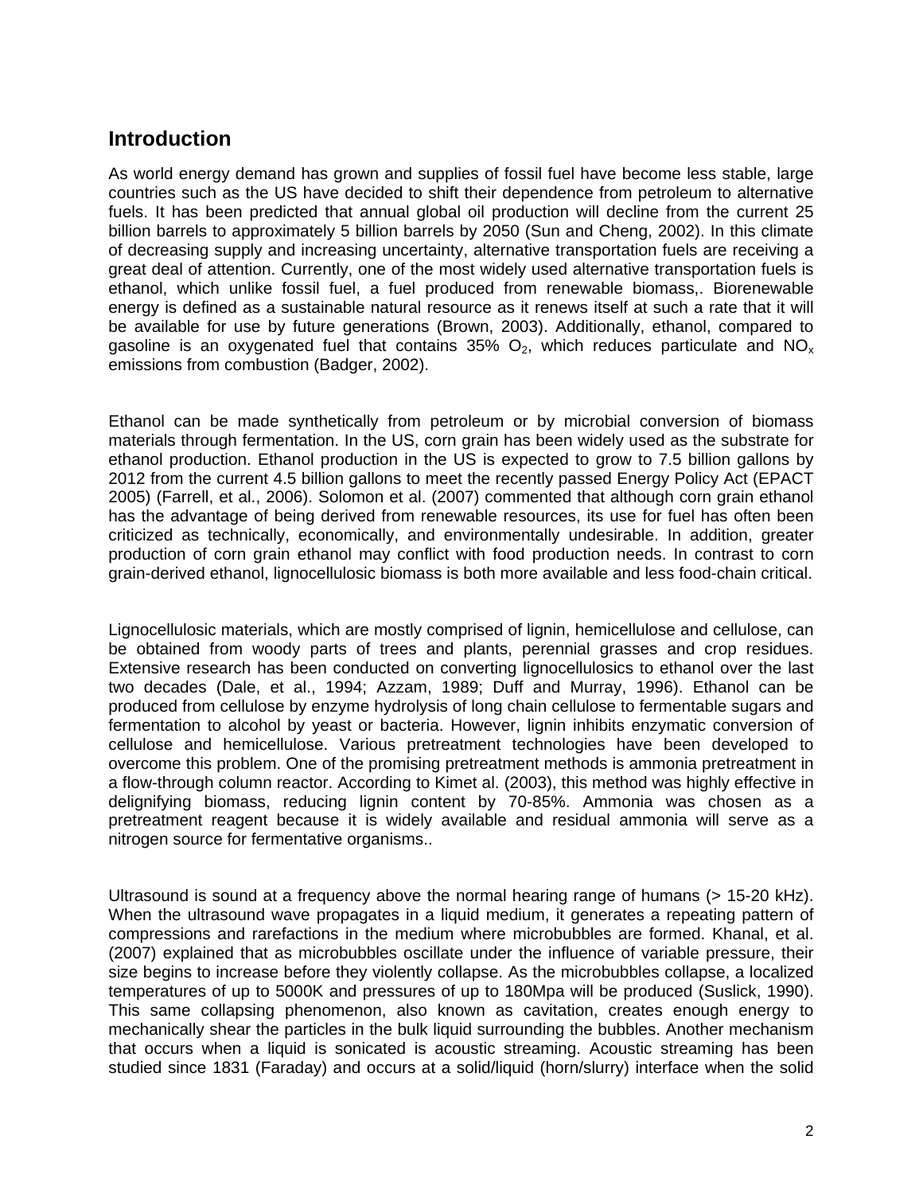## Introduction

As world energy demand has grown and supplies of fossil fuel have become less stable, large countries such as the US have decided to shift their dependence from petroleum to alternative fuels. It has been predicted that annual global oil production will decline from the current 25 billion barrels to approximately 5 billion barrels by 2050 (Sun and Cheng, 2002). In this climate of decreasing supply and increasing uncertainty, alternative transportation fuels are receiving a great deal of attention. Currently, one of the most widely used alternative transportation fuels is ethanol, which unlike fossil fuel, a fuel produced from renewable biomass,. Biorenewable energy is defined as a sustainable natural resource as it renews itself at such a rate that it will be available for use by future generations (Brown, 2003). Additionally, ethanol, compared to gasoline is an oxygenated fuel that contains 35% $O_2$, which reduces particulate and $NO_x$ emissions from combustion (Badger, 2002).

Ethanol can be made synthetically from petroleum or by microbial conversion of biomass materials through fermentation. In the US, corn grain has been widely used as the substrate for ethanol production. Ethanol production in the US is expected to grow to 7.5 billion gallons by 2012 from the current 4.5 billion gallons to meet the recently passed Energy Policy Act (EPACT 2005) (Farrell, et al., 2006). Solomon et al. (2007) commented that although corn grain ethanol has the advantage of being derived from renewable resources, its use for fuel has often been criticized as technically, economically, and environmentally undesirable. In addition, greater production of corn grain ethanol may conflict with food production needs. In contrast to corn grain-derived ethanol, lignocellulosic biomass is both more available and less food-chain critical.

Lignocellulosic materials, which are mostly comprised of lignin, hemicellulose and cellulose, can be obtained from woody parts of trees and plants, perennial grasses and crop residues. Extensive research has been conducted on converting lignocellulosics to ethanol over the last two decades (Dale, et al., 1994; Azzam, 1989; Duff and Murray, 1996). Ethanol can be produced from cellulose by enzyme hydrolysis of long chain cellulose to fermentable sugars and fermentation to alcohol by yeast or bacteria. However, lignin inhibits enzymatic conversion of cellulose and hemicellulose. Various pretreatment technologies have been developed to overcome this problem. One of the promising pretreatment methods is ammonia pretreatment in a flow-through column reactor. According to Kimet al. (2003), this method was highly effective in delignifying biomass, reducing lignin content by 70-85%. Ammonia was chosen as a pretreatment reagent because it is widely available and residual ammonia will serve as a nitrogen source for fermentative organisms..

Ultrasound is sound at a frequency above the normal hearing range of humans (> 15-20 kHz). When the ultrasound wave propagates in a liquid medium, it generates a repeating pattern of compressions and rarefactions in the medium where microbubbles are formed. Khanal, et al. (2007) explained that as microbubbles oscillate under the influence of variable pressure, their size begins to increase before they violently collapse. As the microbubbles collapse, a localized temperatures of up to 5000K and pressures of up to 180Mpa will be produced (Suslick, 1990). This same collapsing phenomenon, also known as cavitation, creates enough energy to mechanically shear the particles in the bulk liquid surrounding the bubbles. Another mechanism that occurs when a liquid is sonicated is acoustic streaming. Acoustic streaming has been studied since 1831 (Faraday) and occurs at a solid/liquid (horn/slurry) interface when the solid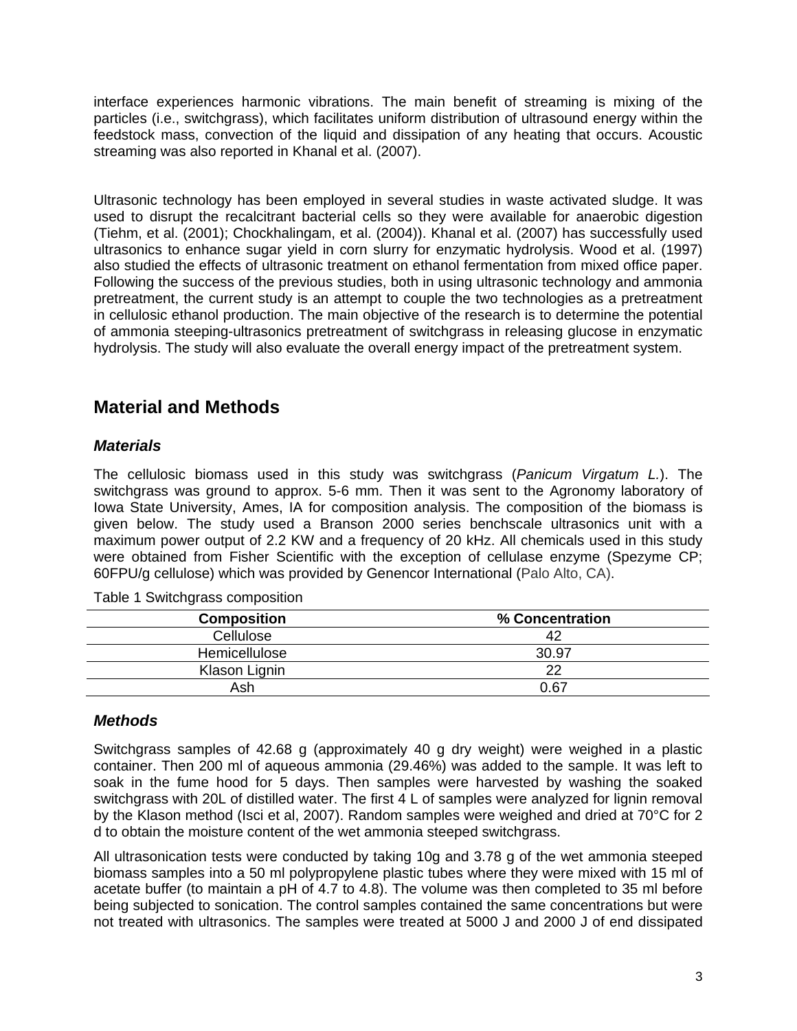interface experiences harmonic vibrations. The main benefit of streaming is mixing of the particles (i.e., switchgrass), which facilitates uniform distribution of ultrasound energy within the feedstock mass, convection of the liquid and dissipation of any heating that occurs. Acoustic streaming was also reported in Khanal et al. (2007).

Ultrasonic technology has been employed in several studies in waste activated sludge. It was used to disrupt the recalcitrant bacterial cells so they were available for anaerobic digestion (Tiehm, et al. (2001); Chockhalingam, et al. (2004)). Khanal et al. (2007) has successfully used ultrasonics to enhance sugar yield in corn slurry for enzymatic hydrolysis. Wood et al. (1997) also studied the effects of ultrasonic treatment on ethanol fermentation from mixed office paper. Following the success of the previous studies, both in using ultrasonic technology and ammonia pretreatment, the current study is an attempt to couple the two technologies as a pretreatment in cellulosic ethanol production. The main objective of the research is to determine the potential of ammonia steeping-ultrasonics pretreatment of switchgrass in releasing glucose in enzymatic hydrolysis. The study will also evaluate the overall energy impact of the pretreatment system.

## Material and Methods

### *Materials*

The cellulosic biomass used in this study was switchgrass (*Panicum Virgatum L.*). The switchgrass was ground to approx. 5-6 mm. Then it was sent to the Agronomy laboratory of Iowa State University, Ames, IA for composition analysis. The composition of the biomass is given below. The study used a Branson 2000 series benchscale ultrasonics unit with a maximum power output of 2.2 KW and a frequency of 20 kHz. All chemicals used in this study were obtained from Fisher Scientific with the exception of cellulase enzyme (Spezyme CP; 60FPU/g cellulose) which was provided by Genencor International (Palo Alto, CA).

Table 1 Switchgrass composition

| Composition | % Concentration |
|---|---|
| Cellulose | 42 |
| Hemicellulose | 30.97 |
| Klason Lignin | 22 |
| Ash | 0.67 |

### *Methods*

Switchgrass samples of 42.68 g (approximately 40 g dry weight) were weighed in a plastic container. Then 200 ml of aqueous ammonia (29.46%) was added to the sample. It was left to soak in the fume hood for 5 days. Then samples were harvested by washing the soaked switchgrass with 20L of distilled water. The first 4 L of samples were analyzed for lignin removal by the Klason method (Isci et al, 2007). Random samples were weighed and dried at 70°C for 2 d to obtain the moisture content of the wet ammonia steeped switchgrass.

All ultrasonication tests were conducted by taking 10g and 3.78 g of the wet ammonia steeped biomass samples into a 50 ml polypropylene plastic tubes where they were mixed with 15 ml of acetate buffer (to maintain a pH of 4.7 to 4.8). The volume was then completed to 35 ml before being subjected to sonication. The control samples contained the same concentrations but were not treated with ultrasonics. The samples were treated at 5000 J and 2000 J of end dissipated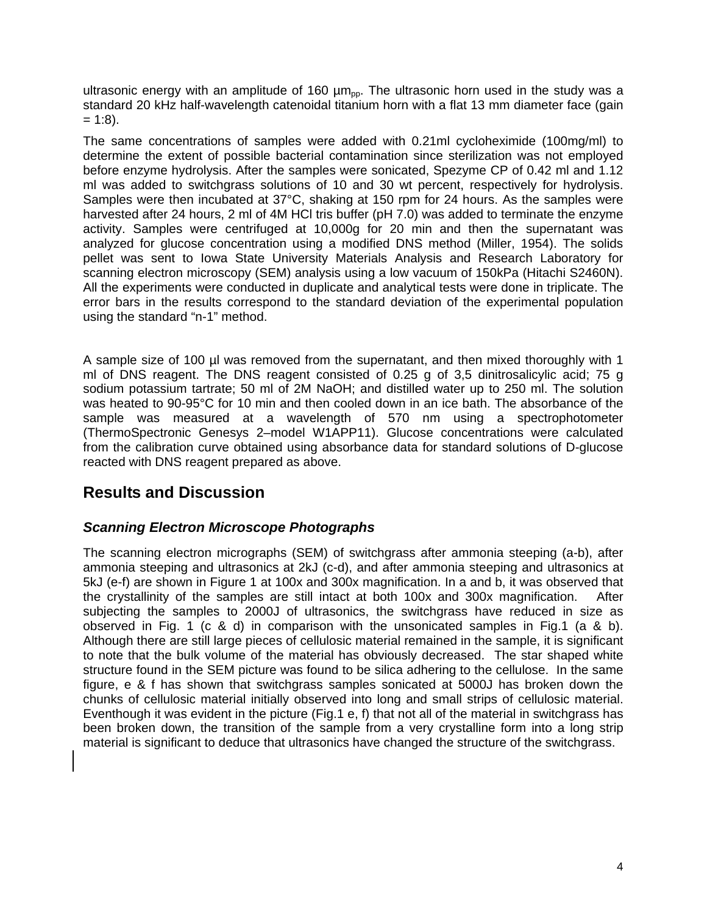ultrasonic energy with an amplitude of 160 $\mu m_{pp}$. The ultrasonic horn used in the study was a standard 20 kHz half-wavelength catenoidal titanium horn with a flat 13 mm diameter face (gain = 1:8).

The same concentrations of samples were added with 0.21ml cycloheximide (100mg/ml) to determine the extent of possible bacterial contamination since sterilization was not employed before enzyme hydrolysis. After the samples were sonicated, Spezyme CP of 0.42 ml and 1.12 ml was added to switchgrass solutions of 10 and 30 wt percent, respectively for hydrolysis. Samples were then incubated at 37°C, shaking at 150 rpm for 24 hours. As the samples were harvested after 24 hours, 2 ml of 4M HCl tris buffer (pH 7.0) was added to terminate the enzyme activity. Samples were centrifuged at 10,000g for 20 min and then the supernatant was analyzed for glucose concentration using a modified DNS method (Miller, 1954). The solids pellet was sent to Iowa State University Materials Analysis and Research Laboratory for scanning electron microscopy (SEM) analysis using a low vacuum of 150kPa (Hitachi S2460N). All the experiments were conducted in duplicate and analytical tests were done in triplicate. The error bars in the results correspond to the standard deviation of the experimental population using the standard "n-1" method.

A sample size of 100 µl was removed from the supernatant, and then mixed thoroughly with 1 ml of DNS reagent. The DNS reagent consisted of 0.25 g of 3,5 dinitrosalicylic acid; 75 g sodium potassium tartrate; 50 ml of 2M NaOH; and distilled water up to 250 ml. The solution was heated to 90-95°C for 10 min and then cooled down in an ice bath. The absorbance of the sample was measured at a wavelength of 570 nm using a spectrophotometer (ThermoSpectronic Genesys 2–model W1APP11). Glucose concentrations were calculated from the calibration curve obtained using absorbance data for standard solutions of D-glucose reacted with DNS reagent prepared as above.

## Results and Discussion

### *Scanning Electron Microscope Photographs*

The scanning electron micrographs (SEM) of switchgrass after ammonia steeping (a-b), after ammonia steeping and ultrasonics at 2kJ (c-d), and after ammonia steeping and ultrasonics at 5kJ (e-f) are shown in Figure 1 at 100x and 300x magnification. In a and b, it was observed that the crystallinity of the samples are still intact at both 100x and 300x magnification. After subjecting the samples to 2000J of ultrasonics, the switchgrass have reduced in size as observed in Fig. 1 (c & d) in comparison with the unsonicated samples in Fig.1 (a & b). Although there are still large pieces of cellulosic material remained in the sample, it is significant to note that the bulk volume of the material has obviously decreased. The star shaped white structure found in the SEM picture was found to be silica adhering to the cellulose. In the same figure, e & f has shown that switchgrass samples sonicated at 5000J has broken down the chunks of cellulosic material initially observed into long and small strips of cellulosic material. Eventhough it was evident in the picture (Fig.1 e, f) that not all of the material in switchgrass has been broken down, the transition of the sample from a very crystalline form into a long strip material is significant to deduce that ultrasonics have changed the structure of the switchgrass.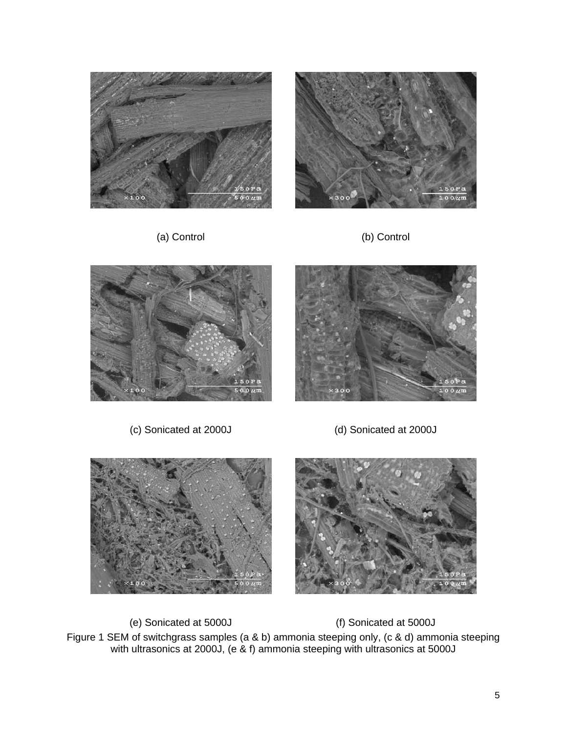(a) Control

(b) Control

(c) Sonicated at 2000J

(d) Sonicated at 2000J

(e) Sonicated at 5000J

(f) Sonicated at 5000J

Figure 1 SEM of switchgrass samples (a & b) ammonia steeping only, (c & d) ammonia steeping with ultrasonics at 2000J, (e & f) ammonia steeping with ultrasonics at 5000J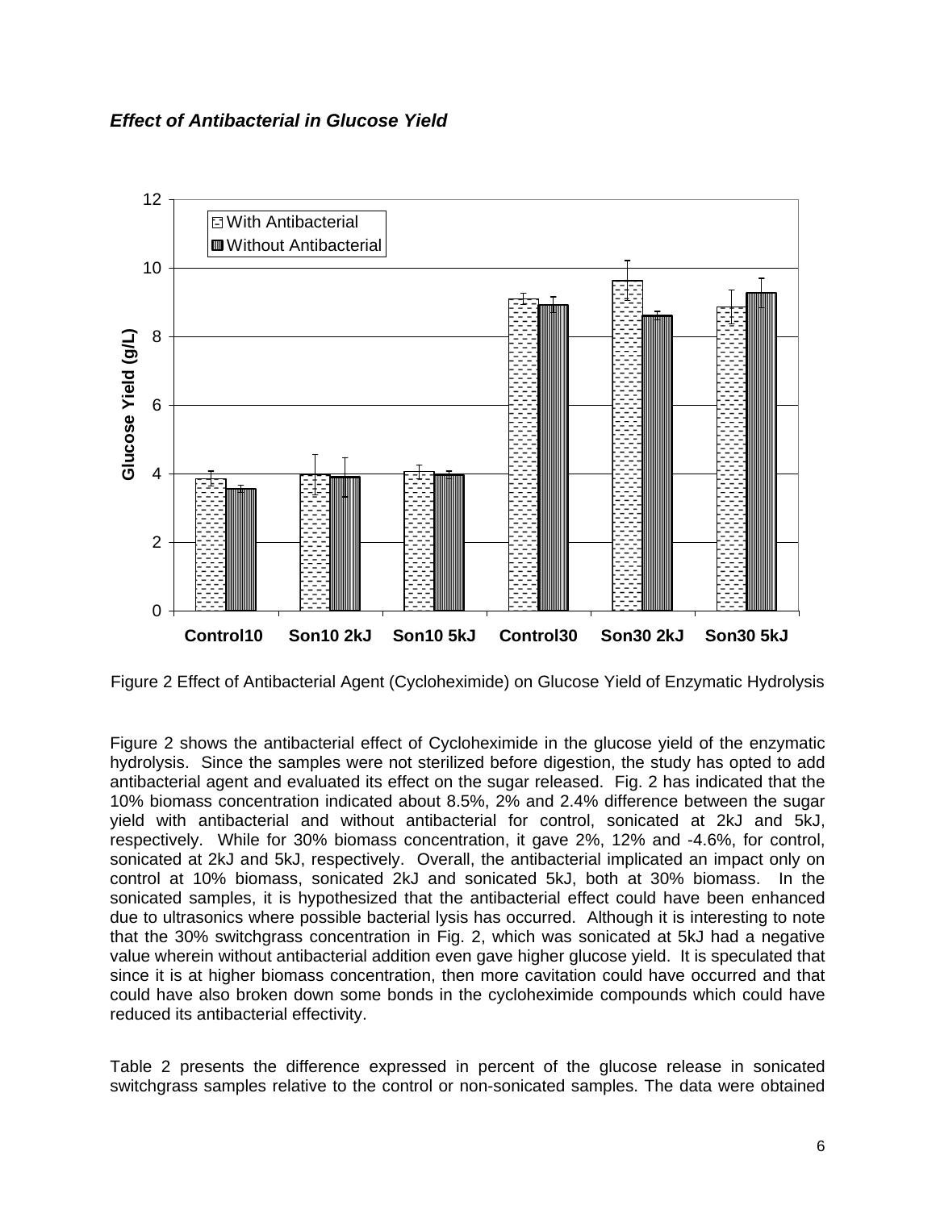***Effect of Antibacterial in Glucose Yield***

Figure 2 Effect of Antibacterial Agent (Cycloheximide) on Glucose Yield of Enzymatic Hydrolysis

Figure 2 shows the antibacterial effect of Cycloheximide in the glucose yield of the enzymatic hydrolysis. Since the samples were not sterilized before digestion, the study has opted to add antibacterial agent and evaluated its effect on the sugar released. Fig. 2 has indicated that the 10% biomass concentration indicated about 8.5%, 2% and 2.4% difference between the sugar yield with antibacterial and without antibacterial for control, sonicated at 2kJ and 5kJ, respectively. While for 30% biomass concentration, it gave 2%, 12% and -4.6%, for control, sonicated at 2kJ and 5kJ, respectively. Overall, the antibacterial implicated an impact only on control at 10% biomass, sonicated 2kJ and sonicated 5kJ, both at 30% biomass. In the sonicated samples, it is hypothesized that the antibacterial effect could have been enhanced due to ultrasonics where possible bacterial lysis has occurred. Although it is interesting to note that the 30% switchgrass concentration in Fig. 2, which was sonicated at 5kJ had a negative value wherein without antibacterial addition even gave higher glucose yield. It is speculated that since it is at higher biomass concentration, then more cavitation could have occurred and that could have also broken down some bonds in the cycloheximide compounds which could have reduced its antibacterial effectivity.

Table 2 presents the difference expressed in percent of the glucose release in sonicated switchgrass samples relative to the control or non-sonicated samples. The data were obtained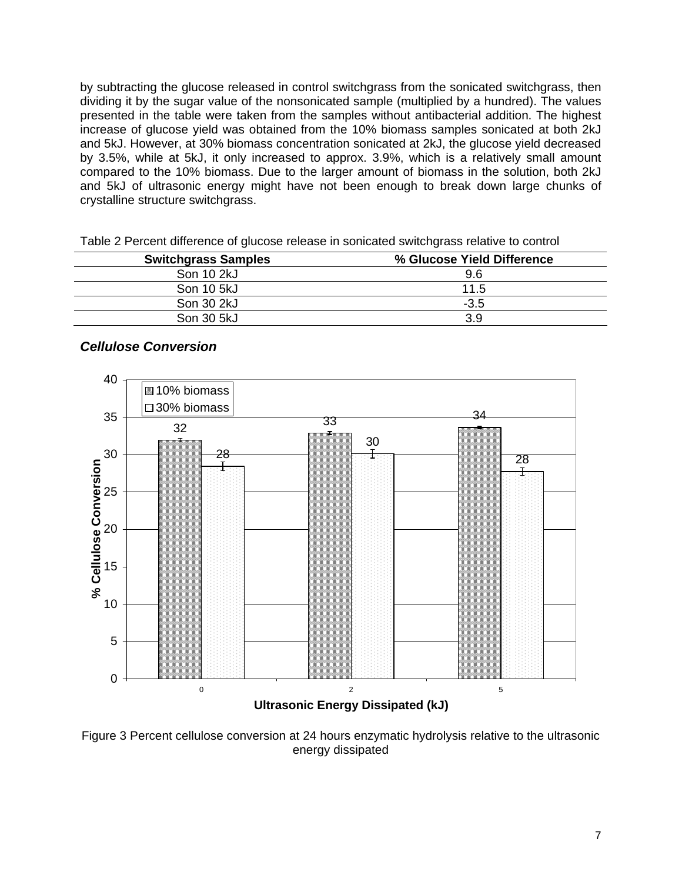by subtracting the glucose released in control switchgrass from the sonicated switchgrass, then dividing it by the sugar value of the nonsonicated sample (multiplied by a hundred). The values presented in the table were taken from the samples without antibacterial addition. The highest increase of glucose yield was obtained from the 10% biomass samples sonicated at both 2kJ and 5kJ. However, at 30% biomass concentration sonicated at 2kJ, the glucose yield decreased by 3.5%, while at 5kJ, it only increased to approx. 3.9%, which is a relatively small amount compared to the 10% biomass. Due to the larger amount of biomass in the solution, both 2kJ and 5kJ of ultrasonic energy might have not been enough to break down large chunks of crystalline structure switchgrass.

Table 2 Percent difference of glucose release in sonicated switchgrass relative to control

| Switchgrass Samples | % Glucose Yield Difference |
|---|---|
| Son 10 2kJ | 9.6 |
| Son 10 5kJ | 11.5 |
| Son 30 2kJ | -3.5 |
| Son 30 5kJ | 3.9 |

### *Cellulose Conversion*

| Ultrasonic Energy Dissipated (kJ) | 10% biomass | 30% biomass |
|---|---|---|
| 0 | 32 | 28 |
| 2 | 33 | 30 |
| 5 | 34 | 28 |

Figure 3 Percent cellulose conversion at 24 hours enzymatic hydrolysis relative to the ultrasonic energy dissipated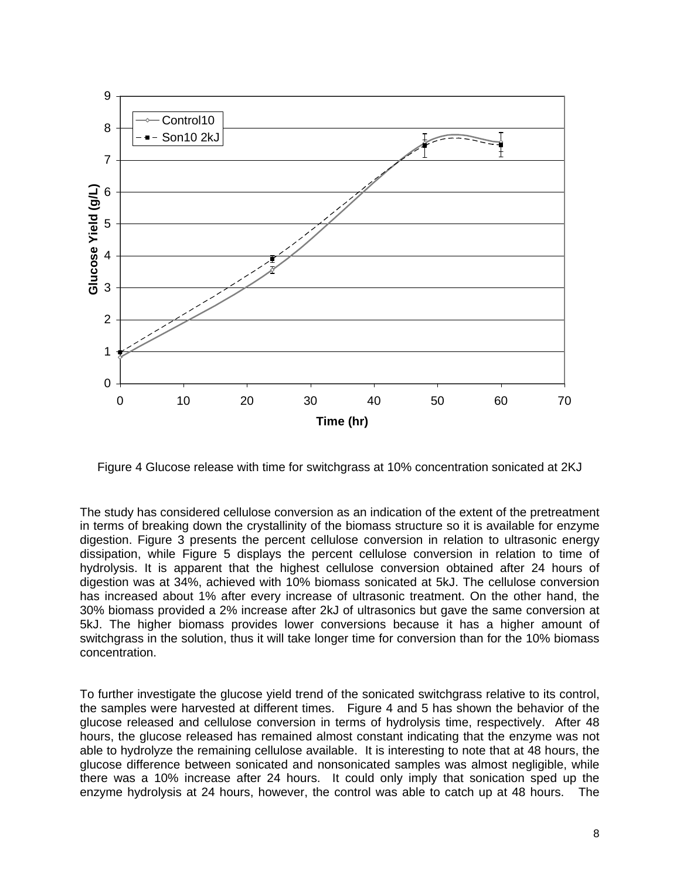Figure 4 Glucose release with time for switchgrass at 10% concentration sonicated at 2KJ

The study has considered cellulose conversion as an indication of the extent of the pretreatment in terms of breaking down the crystallinity of the biomass structure so it is available for enzyme digestion. Figure 3 presents the percent cellulose conversion in relation to ultrasonic energy dissipation, while Figure 5 displays the percent cellulose conversion in relation to time of hydrolysis. It is apparent that the highest cellulose conversion obtained after 24 hours of digestion was at 34%, achieved with 10% biomass sonicated at 5kJ. The cellulose conversion has increased about 1% after every increase of ultrasonic treatment. On the other hand, the 30% biomass provided a 2% increase after 2kJ of ultrasonics but gave the same conversion at 5kJ. The higher biomass provides lower conversions because it has a higher amount of switchgrass in the solution, thus it will take longer time for conversion than for the 10% biomass concentration.

To further investigate the glucose yield trend of the sonicated switchgrass relative to its control, the samples were harvested at different times. Figure 4 and 5 has shown the behavior of the glucose released and cellulose conversion in terms of hydrolysis time, respectively. After 48 hours, the glucose released has remained almost constant indicating that the enzyme was not able to hydrolyze the remaining cellulose available. It is interesting to note that at 48 hours, the glucose difference between sonicated and nonsonicated samples was almost negligible, while there was a 10% increase after 24 hours. It could only imply that sonication sped up the enzyme hydrolysis at 24 hours, however, the control was able to catch up at 48 hours. The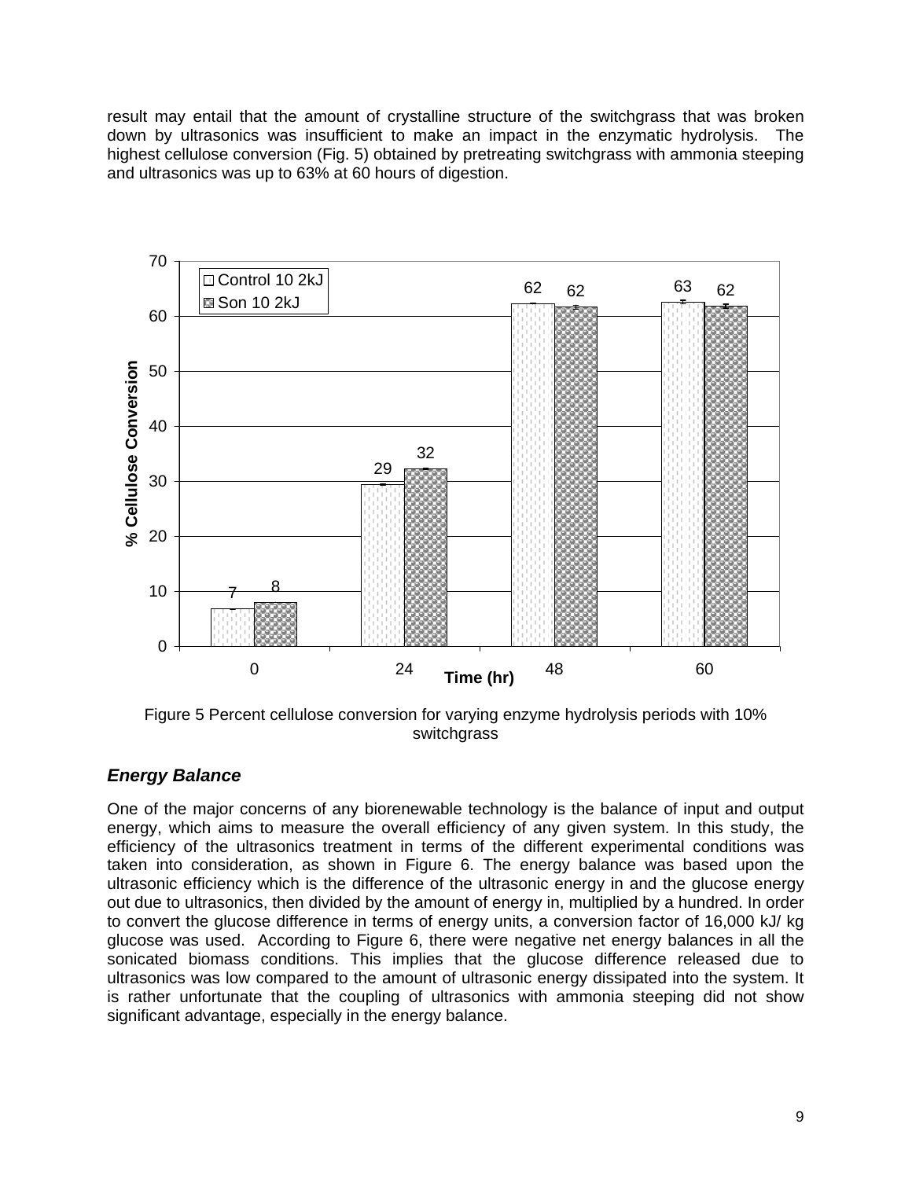result may entail that the amount of crystalline structure of the switchgrass that was broken down by ultrasonics was insufficient to make an impact in the enzymatic hydrolysis. The highest cellulose conversion (Fig. 5) obtained by pretreating switchgrass with ammonia steeping and ultrasonics was up to 63% at 60 hours of digestion.

Figure 5 Percent cellulose conversion for varying enzyme hydrolysis periods with 10% switchgrass

### *Energy Balance*

One of the major concerns of any biorenewable technology is the balance of input and output energy, which aims to measure the overall efficiency of any given system. In this study, the efficiency of the ultrasonics treatment in terms of the different experimental conditions was taken into consideration, as shown in Figure 6. The energy balance was based upon the ultrasonic efficiency which is the difference of the ultrasonic energy in and the glucose energy out due to ultrasonics, then divided by the amount of energy in, multiplied by a hundred. In order to convert the glucose difference in terms of energy units, a conversion factor of 16,000 kJ/ kg glucose was used. According to Figure 6, there were negative net energy balances in all the sonicated biomass conditions. This implies that the glucose difference released due to ultrasonics was low compared to the amount of ultrasonic energy dissipated into the system. It is rather unfortunate that the coupling of ultrasonics with ammonia steeping did not show significant advantage, especially in the energy balance.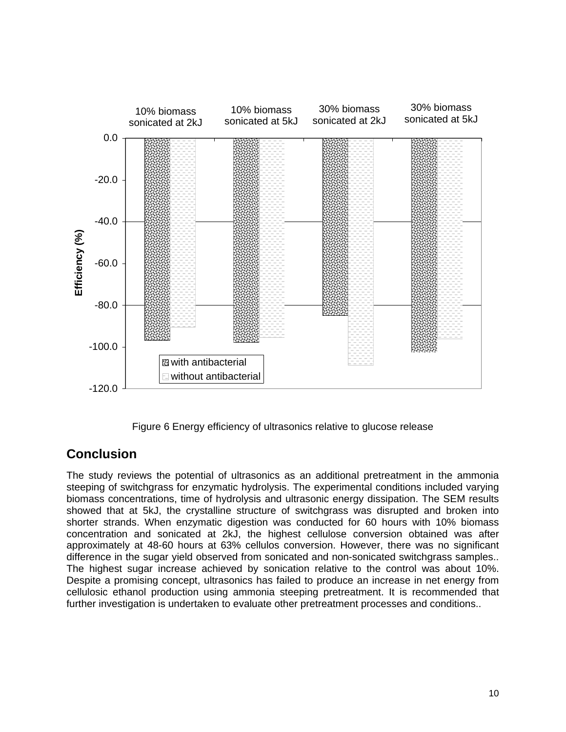Figure 6 Energy efficiency of ultrasonics relative to glucose release

## Conclusion

The study reviews the potential of ultrasonics as an additional pretreatment in the ammonia steeping of switchgrass for enzymatic hydrolysis. The experimental conditions included varying biomass concentrations, time of hydrolysis and ultrasonic energy dissipation. The SEM results showed that at 5kJ, the crystalline structure of switchgrass was disrupted and broken into shorter strands. When enzymatic digestion was conducted for 60 hours with 10% biomass concentration and sonicated at 2kJ, the highest cellulose conversion obtained was after approximately at 48-60 hours at 63% cellulos conversion. However, there was no significant difference in the sugar yield observed from sonicated and non-sonicated switchgrass samples.. The highest sugar increase achieved by sonication relative to the control was about 10%. Despite a promising concept, ultrasonics has failed to produce an increase in net energy from cellulosic ethanol production using ammonia steeping pretreatment. It is recommended that further investigation is undertaken to evaluate other pretreatment processes and conditions..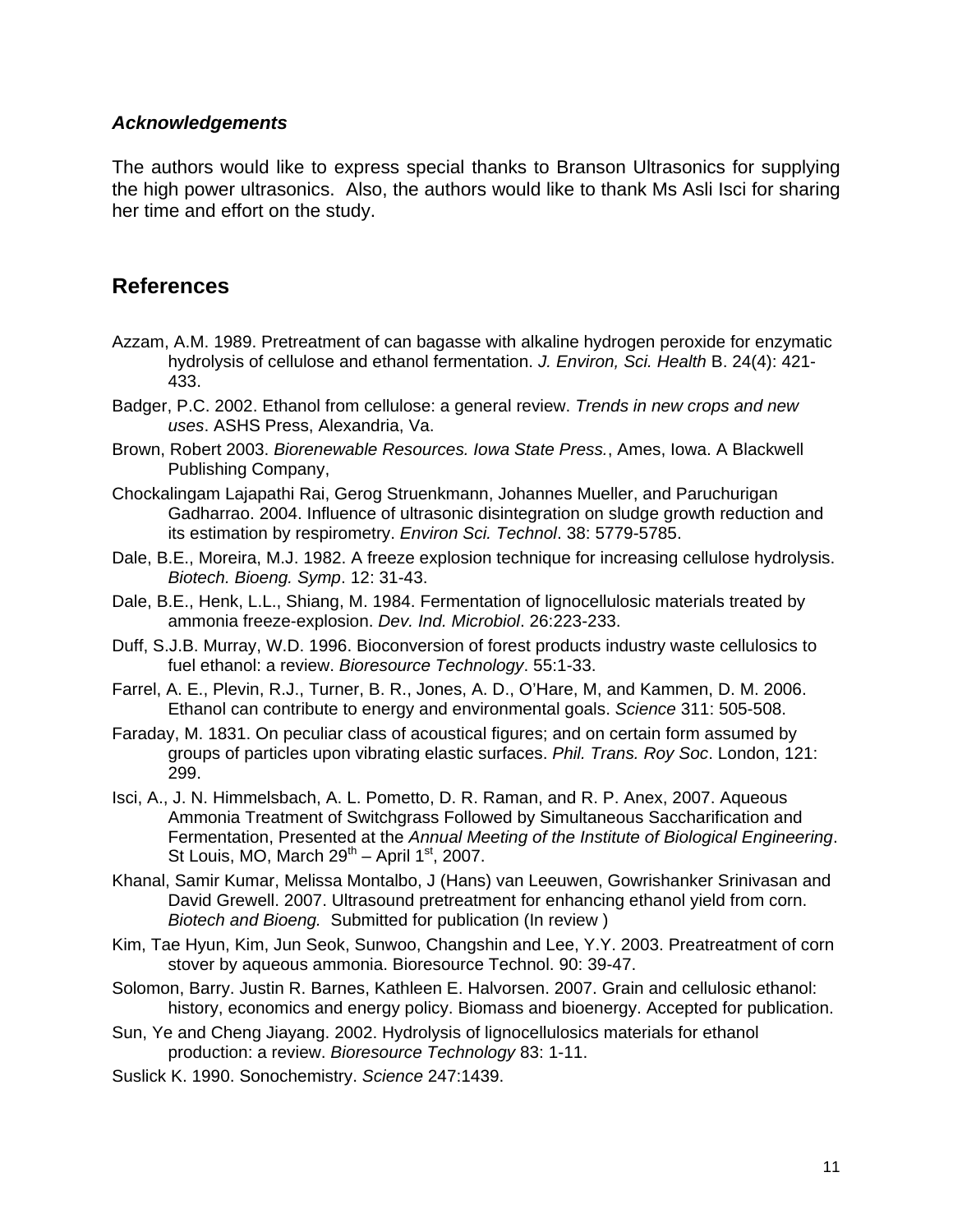### *Acknowledgements*

The authors would like to express special thanks to Branson Ultrasonics for supplying the high power ultrasonics. Also, the authors would like to thank Ms Asli Isci for sharing her time and effort on the study.

## References

Azzam, A.M. 1989. Pretreatment of can bagasse with alkaline hydrogen peroxide for enzymatic hydrolysis of cellulose and ethanol fermentation. *J. Environ, Sci. Health* B. 24(4): 421-433.

Badger, P.C. 2002. Ethanol from cellulose: a general review. *Trends in new crops and new uses*. ASHS Press, Alexandria, Va.

Brown, Robert 2003. *Biorenewable Resources. Iowa State Press.*, Ames, Iowa. A Blackwell Publishing Company,

Chockalingam Lajapathi Rai, Gerog Struenkmann, Johannes Mueller, and Paruchurigan Gadharrao. 2004. Influence of ultrasonic disintegration on sludge growth reduction and its estimation by respirometry. *Environ Sci. Technol*. 38: 5779-5785.

Dale, B.E., Moreira, M.J. 1982. A freeze explosion technique for increasing cellulose hydrolysis. *Biotech. Bioeng. Symp*. 12: 31-43.

Dale, B.E., Henk, L.L., Shiang, M. 1984. Fermentation of lignocellulosic materials treated by ammonia freeze-explosion. *Dev. Ind. Microbiol*. 26:223-233.

Duff, S.J.B. Murray, W.D. 1996. Bioconversion of forest products industry waste cellulosics to fuel ethanol: a review. *Bioresource Technology*. 55:1-33.

Farrel, A. E., Plevin, R.J., Turner, B. R., Jones, A. D., O'Hare, M, and Kammen, D. M. 2006. Ethanol can contribute to energy and environmental goals. *Science* 311: 505-508.

Faraday, M. 1831. On peculiar class of acoustical figures; and on certain form assumed by groups of particles upon vibrating elastic surfaces. *Phil. Trans. Roy Soc*. London, 121: 299.

Isci, A., J. N. Himmelsbach, A. L. Pometto, D. R. Raman, and R. P. Anex, 2007. Aqueous Ammonia Treatment of Switchgrass Followed by Simultaneous Saccharification and Fermentation, Presented at the *Annual Meeting of the Institute of Biological Engineering*. St Louis, MO, March 29th – April 1st, 2007.

Khanal, Samir Kumar, Melissa Montalbo, J (Hans) van Leeuwen, Gowrishanker Srinivasan and David Grewell. 2007. Ultrasound pretreatment for enhancing ethanol yield from corn. *Biotech and Bioeng.* Submitted for publication (In review )

Kim, Tae Hyun, Kim, Jun Seok, Sunwoo, Changshin and Lee, Y.Y. 2003. Preatreatment of corn stover by aqueous ammonia. Bioresource Technol. 90: 39-47.

Solomon, Barry. Justin R. Barnes, Kathleen E. Halvorsen. 2007. Grain and cellulosic ethanol: history, economics and energy policy. Biomass and bioenergy. Accepted for publication.

Sun, Ye and Cheng Jiayang. 2002. Hydrolysis of lignocellulosics materials for ethanol production: a review. *Bioresource Technology* 83: 1-11.

Suslick K. 1990. Sonochemistry. *Science* 247:1439.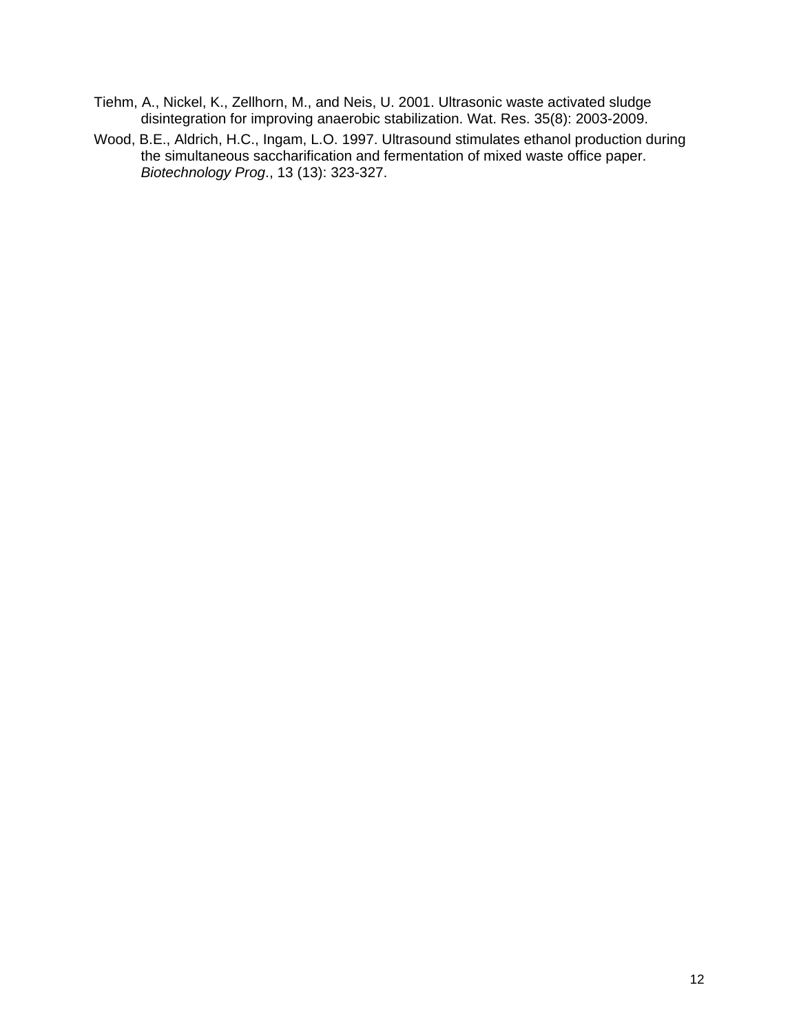Tiehm, A., Nickel, K., Zellhorn, M., and Neis, U. 2001. Ultrasonic waste activated sludge disintegration for improving anaerobic stabilization. Wat. Res. 35(8): 2003-2009.

Wood, B.E., Aldrich, H.C., Ingam, L.O. 1997. Ultrasound stimulates ethanol production during the simultaneous saccharification and fermentation of mixed waste office paper. *Biotechnology Prog*., 13 (13): 323-327.